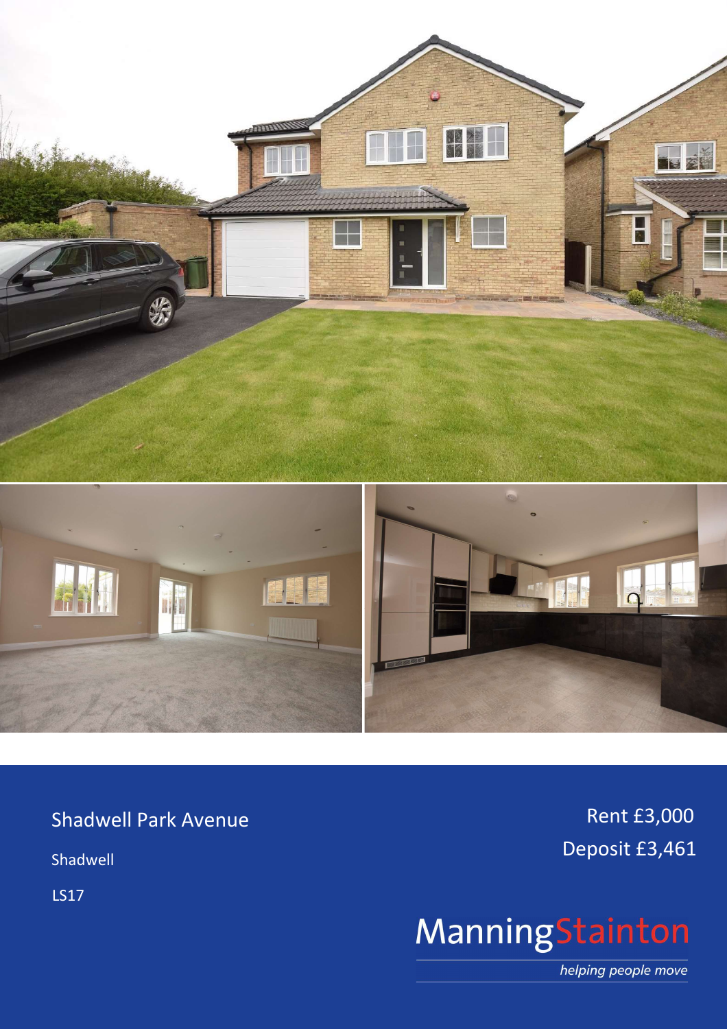Shadwell Park Avenue

Shadwell

LS17

Rent £3,000

Deposit £3,461

ManningStainton

*helping people move*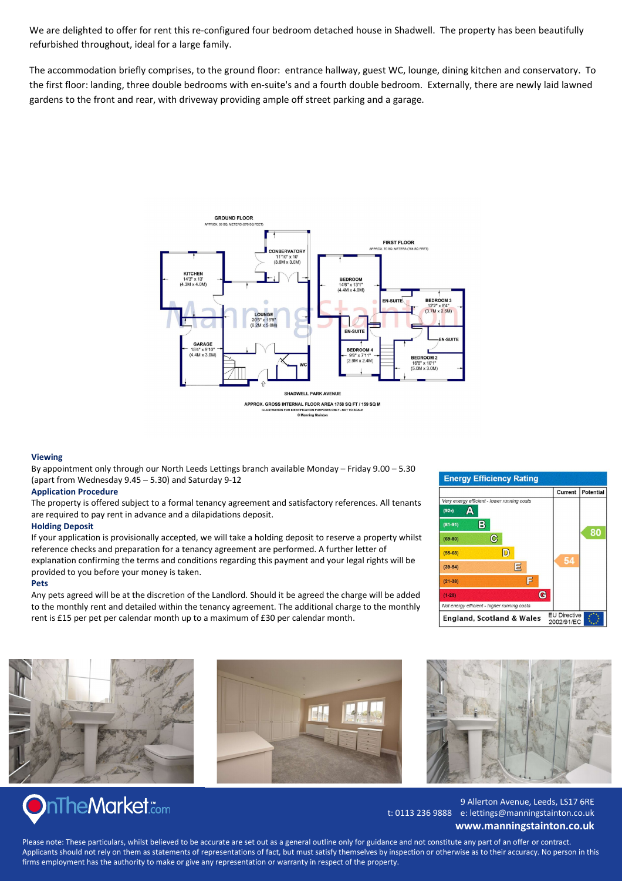We are delighted to offer for rent this re-configured four bedroom detached house in Shadwell. The property has been beautifully refurbished throughout, ideal for a large family.

The accommodation briefly comprises, to the ground floor: entrance hallway, guest WC, lounge, dining kitchen and conservatory. To the first floor: landing, three double bedrooms with en-suite's and a fourth double bedroom. Externally, there are newly laid lawned gardens to the front and rear, with driveway providing ample off street parking and a garage.

GROUND FLOOR
APPROX. 89 SQ. METERS (970 SQ FEET)

CONSERVATORY
11'10" x 10'
(3.6M x 3.0M)

KITCHEN
14'3" x 13'
(4.3M x 4.0M)

LOUNGE
20'5" x 16'8"
(6.2M x 5.0M)

GARAGE
15'4" x 9'10"
(4.4M x 3.0M)

WC

FIRST FLOOR
APPROX. 70 SQ. METERS (758 SQ FEET)

BEDROOM
14'6" x 13'1"
(4.4M x 4.0M)

EN-SUITE

BEDROOM 3
12'2" x 8'4"
(3.7M x 2.5M)

EN-SUITE

EN-SUITE

BEDROOM 4
9'8" x 7'11"
(2.9M x 2.4M)

BEDROOM 2
16'6" x 10'1"
(5.0M x 3.0M)

SHADWELL PARK AVENUE

APPROX. GROSS INTERNAL FLOOR AREA 1758 SQ FT / 159 SQ M
ILLUSTRATION FOR IDENTIFICATION PURPOSES ONLY - NOT TO SCALE
© Manning Stainton

### Viewing

By appointment only through our North Leeds Lettings branch available Monday – Friday 9.00 – 5.30 (apart from Wednesday 9.45 – 5.30) and Saturday 9-12

### Application Procedure

The property is offered subject to a formal tenancy agreement and satisfactory references. All tenants are required to pay rent in advance and a dilapidations deposit.

### Holding Deposit

If your application is provisionally accepted, we will take a holding deposit to reserve a property whilst reference checks and preparation for a tenancy agreement are performed. A further letter of explanation confirming the terms and conditions regarding this payment and your legal rights will be provided to you before your money is taken.

### Pets

Any pets agreed will be at the discretion of the Landlord. Should it be agreed the charge will be added to the monthly rent and detailed within the tenancy agreement. The additional charge to the monthly rent is £15 per pet per calendar month up to a maximum of £30 per calendar month.

Energy Efficiency Rating

Current: 54

Potential: 80

Very energy efficient - lower running costs
(92+) A
(81-91) B
(69-80) C
(55-68) D
(39-54) E
(21-38) F
(1-20) G
Not energy efficient - higher running costs

England, Scotland & Wales
EU Directive 2002/91/EC

OnTheMarket.com

9 Allerton Avenue, Leeds, LS17 6RE
t: 0113 236 9888 e: lettings@manningstainton.co.uk
**www.manningstainton.co.uk**

Please note: These particulars, whilst believed to be accurate are set out as a general outline only for guidance and not constitute any part of an offer or contract. Applicants should not rely on them as statements of representations of fact, but must satisfy themselves by inspection or otherwise as to their accuracy. No person in this firms employment has the authority to make or give any representation or warranty in respect of the property.